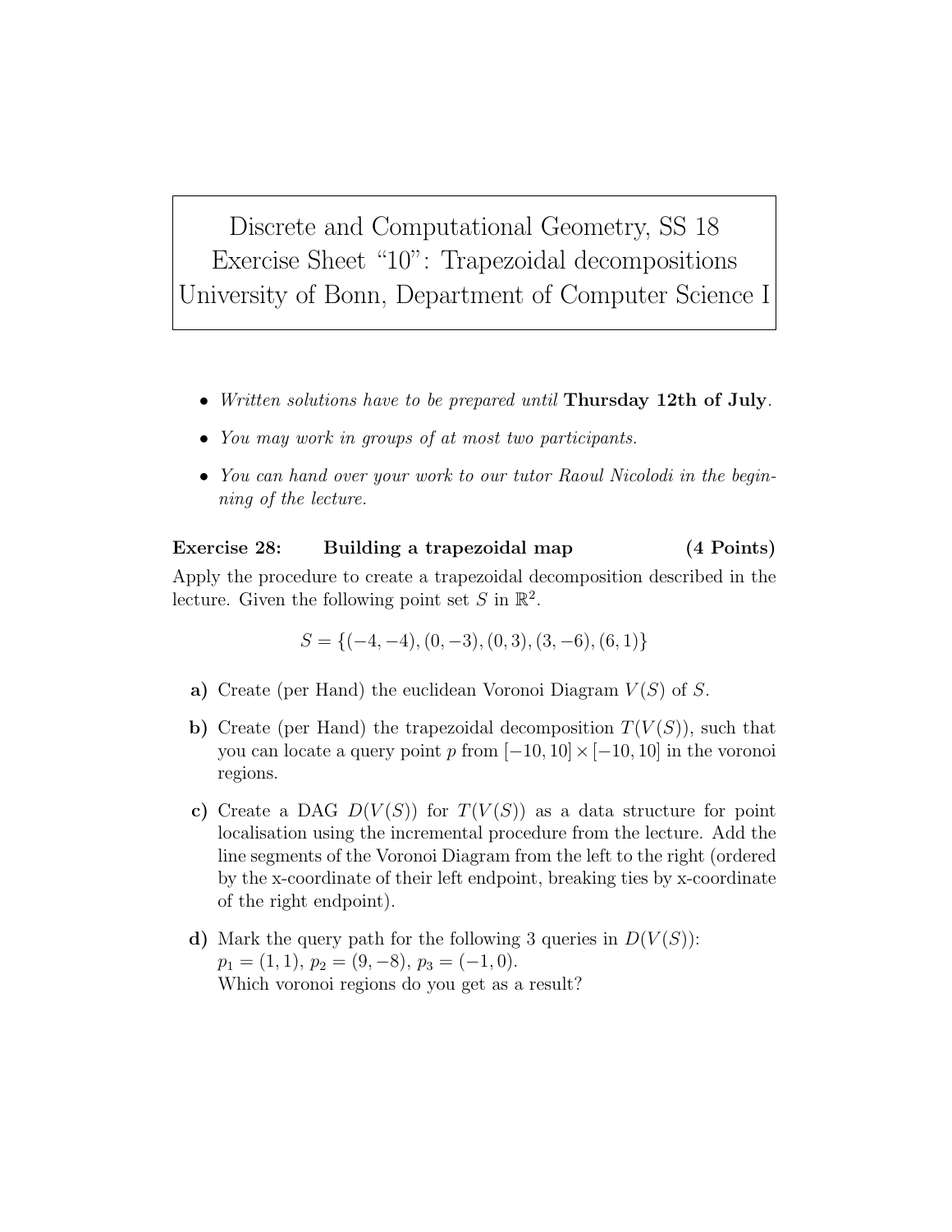# Discrete and Computational Geometry, SS 18
# Exercise Sheet "10": Trapezoidal decompositions
# University of Bonn, Department of Computer Science I

- *Written solutions have to be prepared until* **Thursday 12th of July**.
- *You may work in groups of at most two participants.*
- *You can hand over your work to our tutor Raoul Nicolodi in the beginning of the lecture.*

**Exercise 28: Building a trapezoidal map (4 Points)**

Apply the procedure to create a trapezoidal decomposition described in the lecture. Given the following point set $S$ in $\mathbb{R}^2$.

$$S = \{(-4,-4), (0,-3), (0,3), (3,-6), (6,1)\}$$

**a)** Create (per Hand) the euclidean Voronoi Diagram $V(S)$ of $S$.

**b)** Create (per Hand) the trapezoidal decomposition $T(V(S))$, such that you can locate a query point $p$ from $[-10,10] \times [-10,10]$ in the voronoi regions.

**c)** Create a DAG $D(V(S))$ for $T(V(S))$ as a data structure for point localisation using the incremental procedure from the lecture. Add the line segments of the Voronoi Diagram from the left to the right (ordered by the x-coordinate of their left endpoint, breaking ties by x-coordinate of the right endpoint).

**d)** Mark the query path for the following 3 queries in $D(V(S))$: $p_1 = (1,1)$, $p_2 = (9,-8)$, $p_3 = (-1,0)$.
Which voronoi regions do you get as a result?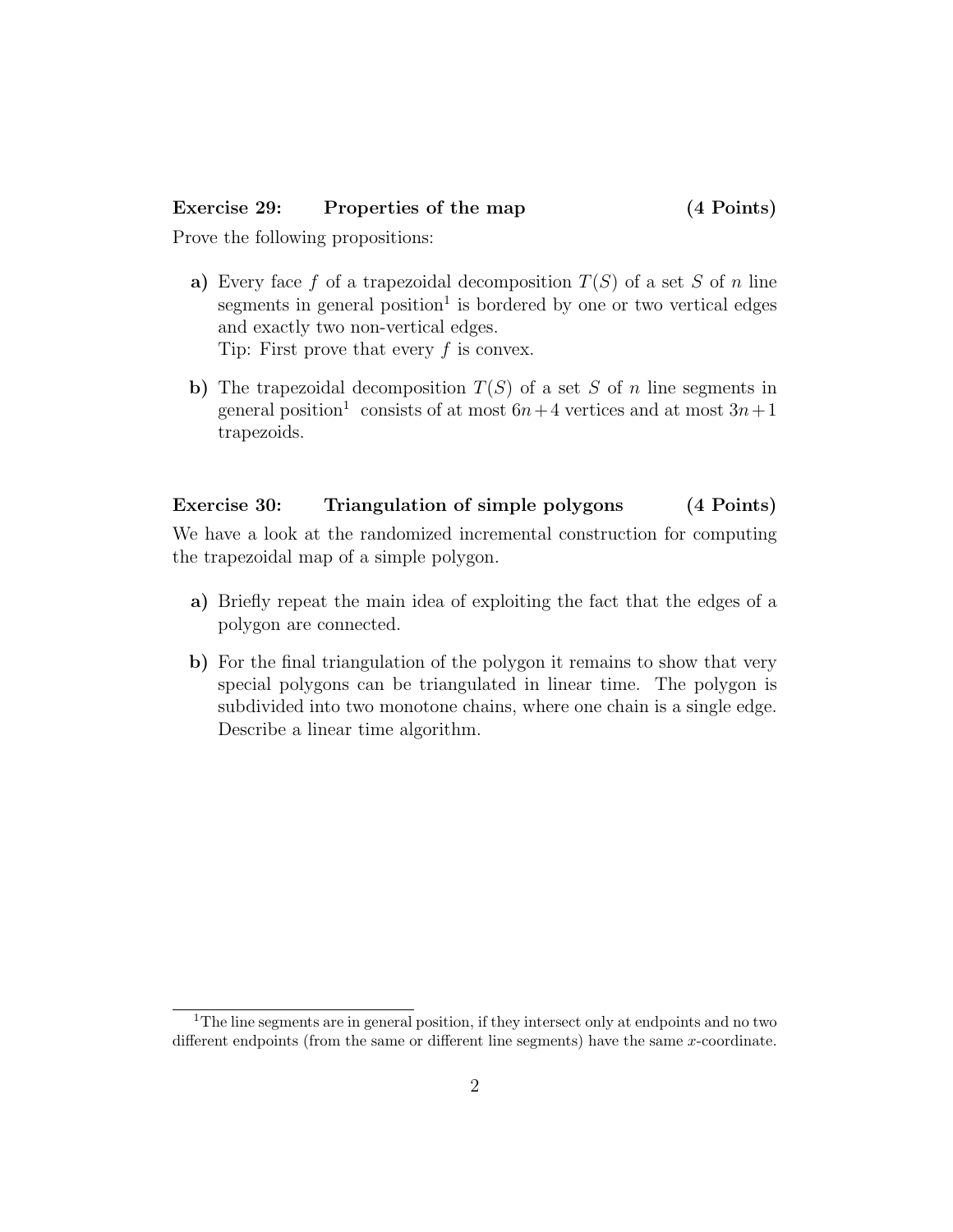**Exercise 29: Properties of the map (4 Points)**

Prove the following propositions:

**a)** Every face $f$ of a trapezoidal decomposition $T(S)$ of a set $S$ of $n$ line segments in general position[1] is bordered by one or two vertical edges and exactly two non-vertical edges.
Tip: First prove that every $f$ is convex.

**b)** The trapezoidal decomposition $T(S)$ of a set $S$ of $n$ line segments in general position[1] consists of at most $6n+4$ vertices and at most $3n+1$ trapezoids.

**Exercise 30: Triangulation of simple polygons (4 Points)**

We have a look at the randomized incremental construction for computing the trapezoidal map of a simple polygon.

**a)** Briefly repeat the main idea of exploiting the fact that the edges of a polygon are connected.

**b)** For the final triangulation of the polygon it remains to show that very special polygons can be triangulated in linear time. The polygon is subdivided into two monotone chains, where one chain is a single edge. Describe a linear time algorithm.

---

[1] The line segments are in general position, if they intersect only at endpoints and no two different endpoints (from the same or different line segments) have the same $x$-coordinate.